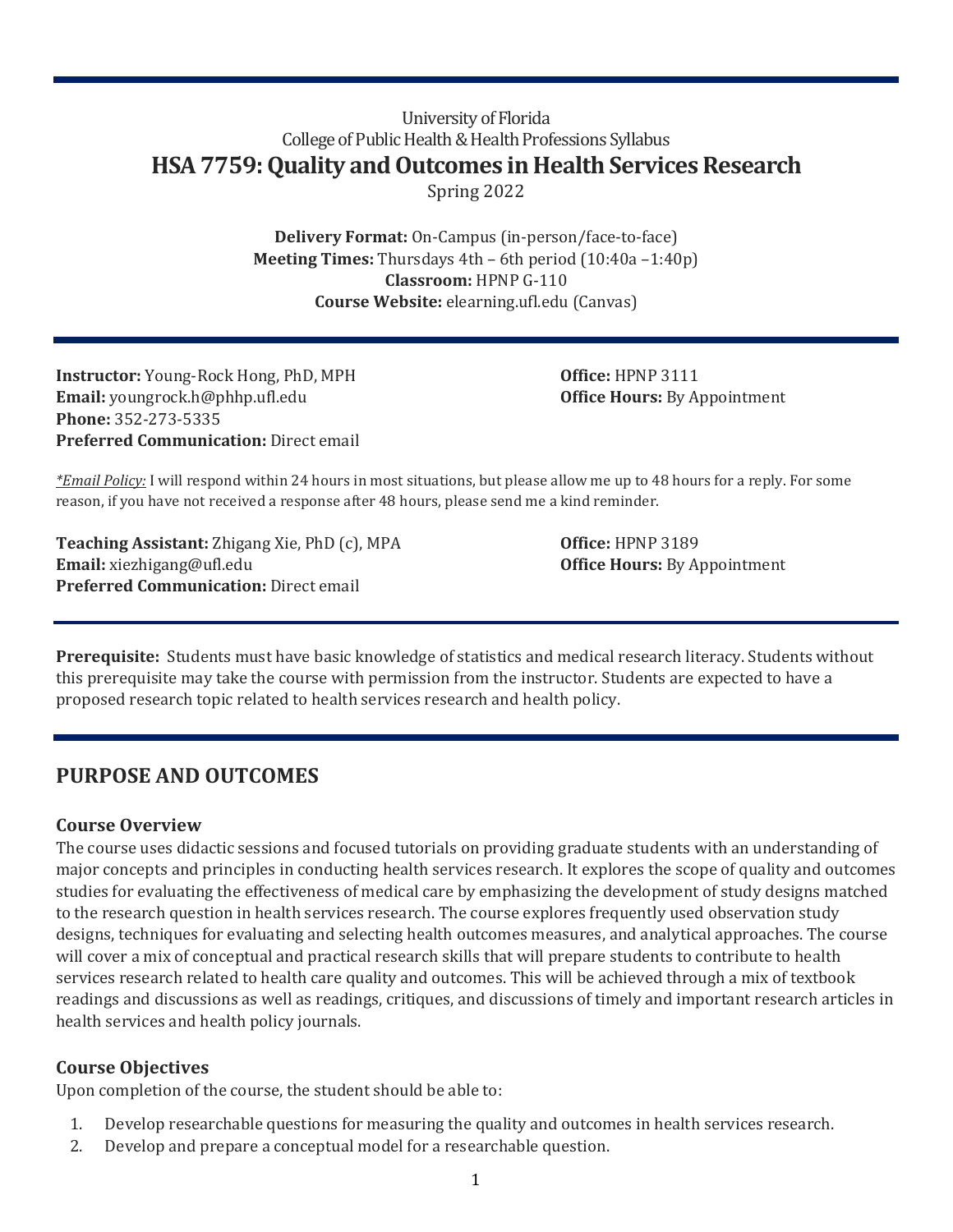University of Florida
College of Public Health & Health Professions Syllabus

# HSA 7759: Quality and Outcomes in Health Services Research

Spring 2022

**Delivery Format:** On-Campus (in-person/face-to-face)
**Meeting Times:** Thursdays 4th – 6th period (10:40a –1:40p)
**Classroom:** HPNP G-110
**Course Website:** elearning.ufl.edu (Canvas)

**Instructor:** Young-Rock Hong, PhD, MPH
**Email:** youngrock.h@phhp.ufl.edu
**Phone:** 352-273-5335
**Preferred Communication:** Direct email
**Office:** HPNP 3111
**Office Hours:** By Appointment

*_Email Policy:_* I will respond within 24 hours in most situations, but please allow me up to 48 hours for a reply. For some reason, if you have not received a response after 48 hours, please send me a kind reminder.

**Teaching Assistant:** Zhigang Xie, PhD (c), MPA
**Email:** xiezhigang@ufl.edu
**Preferred Communication:** Direct email
**Office:** HPNP 3189
**Office Hours:** By Appointment

**Prerequisite:** Students must have basic knowledge of statistics and medical research literacy. Students without this prerequisite may take the course with permission from the instructor. Students are expected to have a proposed research topic related to health services research and health policy.

## PURPOSE AND OUTCOMES

### Course Overview

The course uses didactic sessions and focused tutorials on providing graduate students with an understanding of major concepts and principles in conducting health services research. It explores the scope of quality and outcomes studies for evaluating the effectiveness of medical care by emphasizing the development of study designs matched to the research question in health services research. The course explores frequently used observation study designs, techniques for evaluating and selecting health outcomes measures, and analytical approaches. The course will cover a mix of conceptual and practical research skills that will prepare students to contribute to health services research related to health care quality and outcomes. This will be achieved through a mix of textbook readings and discussions as well as readings, critiques, and discussions of timely and important research articles in health services and health policy journals.

### Course Objectives

Upon completion of the course, the student should be able to:

1. Develop researchable questions for measuring the quality and outcomes in health services research.
2. Develop and prepare a conceptual model for a researchable question.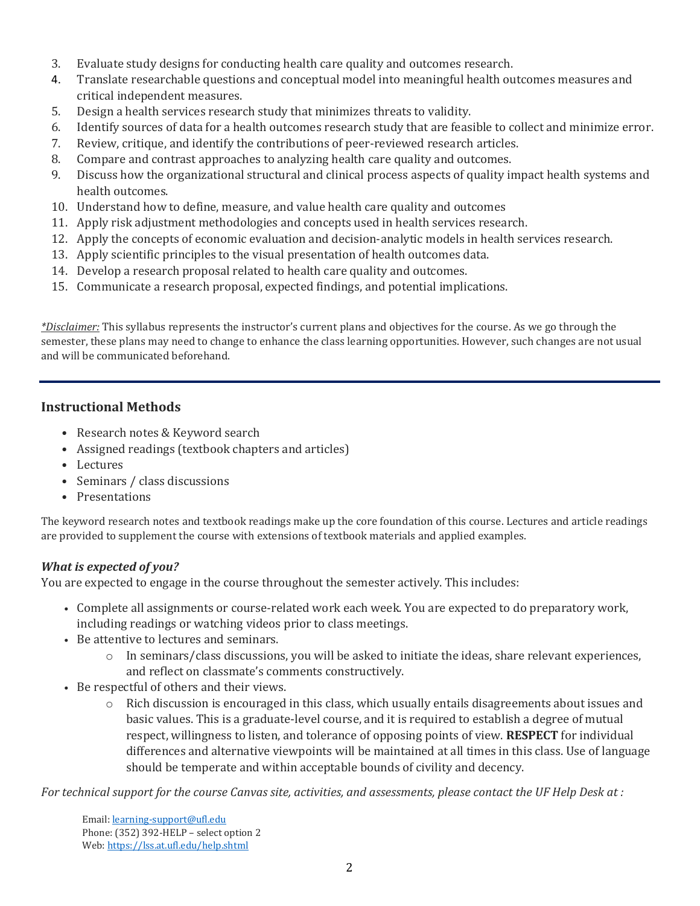3. Evaluate study designs for conducting health care quality and outcomes research.
4. Translate researchable questions and conceptual model into meaningful health outcomes measures and critical independent measures.
5. Design a health services research study that minimizes threats to validity.
6. Identify sources of data for a health outcomes research study that are feasible to collect and minimize error.
7. Review, critique, and identify the contributions of peer-reviewed research articles.
8. Compare and contrast approaches to analyzing health care quality and outcomes.
9. Discuss how the organizational structural and clinical process aspects of quality impact health systems and health outcomes.
10. Understand how to define, measure, and value health care quality and outcomes
11. Apply risk adjustment methodologies and concepts used in health services research.
12. Apply the concepts of economic evaluation and decision-analytic models in health services research.
13. Apply scientific principles to the visual presentation of health outcomes data.
14. Develop a research proposal related to health care quality and outcomes.
15. Communicate a research proposal, expected findings, and potential implications.

*\*Disclaimer:* This syllabus represents the instructor's current plans and objectives for the course. As we go through the semester, these plans may need to change to enhance the class learning opportunities. However, such changes are not usual and will be communicated beforehand.

---

## Instructional Methods

- Research notes & Keyword search
- Assigned readings (textbook chapters and articles)
- Lectures
- Seminars / class discussions
- Presentations

The keyword research notes and textbook readings make up the core foundation of this course. Lectures and article readings are provided to supplement the course with extensions of textbook materials and applied examples.

### *What is expected of you?*

You are expected to engage in the course throughout the semester actively. This includes:

- Complete all assignments or course-related work each week. You are expected to do preparatory work, including readings or watching videos prior to class meetings.
- Be attentive to lectures and seminars.
  - In seminars/class discussions, you will be asked to initiate the ideas, share relevant experiences, and reflect on classmate's comments constructively.
- Be respectful of others and their views.
  - Rich discussion is encouraged in this class, which usually entails disagreements about issues and basic values. This is a graduate-level course, and it is required to establish a degree of mutual respect, willingness to listen, and tolerance of opposing points of view. **RESPECT** for individual differences and alternative viewpoints will be maintained at all times in this class. Use of language should be temperate and within acceptable bounds of civility and decency.

*For technical support for the course Canvas site, activities, and assessments, please contact the UF Help Desk at :*

Email: learning-support@ufl.edu
Phone: (352) 392-HELP – select option 2
Web: https://lss.at.ufl.edu/help.shtml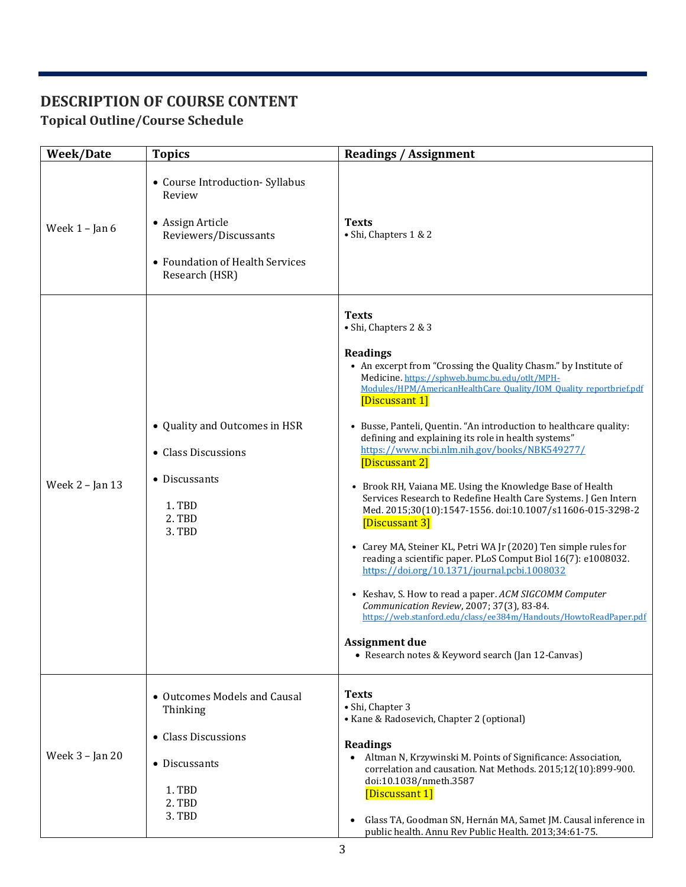# DESCRIPTION OF COURSE CONTENT

## Topical Outline/Course Schedule

| Week/Date | Topics | Readings / Assignment |
|---|---|---|
| Week 1 – Jan 6 | • Course Introduction- Syllabus Review<br><br>• Assign Article Reviewers/Discussants<br><br>• Foundation of Health Services Research (HSR) | **Texts**<br>• Shi, Chapters 1 & 2 |
| Week 2 – Jan 13 | • Quality and Outcomes in HSR<br><br>• Class Discussions<br><br>• Discussants<br><br>1. TBD<br>2. TBD<br>3. TBD | **Texts**<br>• Shi, Chapters 2 & 3<br><br>**Readings**<br>• An excerpt from "Crossing the Quality Chasm." by Institute of Medicine. https://sphweb.bumc.bu.edu/otlt/MPH-Modules/HPM/AmericanHealthCare_Quality/IOM_Quality_reportbrief.pdf [Discussant 1]<br><br>• Busse, Panteli, Quentin. "An introduction to healthcare quality: defining and explaining its role in health systems" https://www.ncbi.nlm.nih.gov/books/NBK549277/ [Discussant 2]<br><br>• Brook RH, Vaiana ME. Using the Knowledge Base of Health Services Research to Redefine Health Care Systems. J Gen Intern Med. 2015;30(10):1547-1556. doi:10.1007/s11606-015-3298-2 [Discussant 3]<br><br>• Carey MA, Steiner KL, Petri WA Jr (2020) Ten simple rules for reading a scientific paper. PLoS Comput Biol 16(7): e1008032. https://doi.org/10.1371/journal.pcbi.1008032<br><br>• Keshav, S. How to read a paper. *ACM SIGCOMM Computer Communication Review*, 2007; 37(3), 83-84. https://web.stanford.edu/class/ee384m/Handouts/HowtoReadPaper.pdf<br><br>**Assignment due**<br>• Research notes & Keyword search (Jan 12-Canvas) |
| Week 3 – Jan 20 | • Outcomes Models and Causal Thinking<br><br>• Class Discussions<br><br>• Discussants<br><br>1. TBD<br>2. TBD<br>3. TBD | **Texts**<br>• Shi, Chapter 3<br>• Kane & Radosevich, Chapter 2 (optional)<br><br>**Readings**<br>• Altman N, Krzywinski M. Points of Significance: Association, correlation and causation. Nat Methods. 2015;12(10):899-900. doi:10.1038/nmeth.3587 [Discussant 1]<br><br>• Glass TA, Goodman SN, Hernán MA, Samet JM. Causal inference in public health. Annu Rev Public Health. 2013;34:61-75. |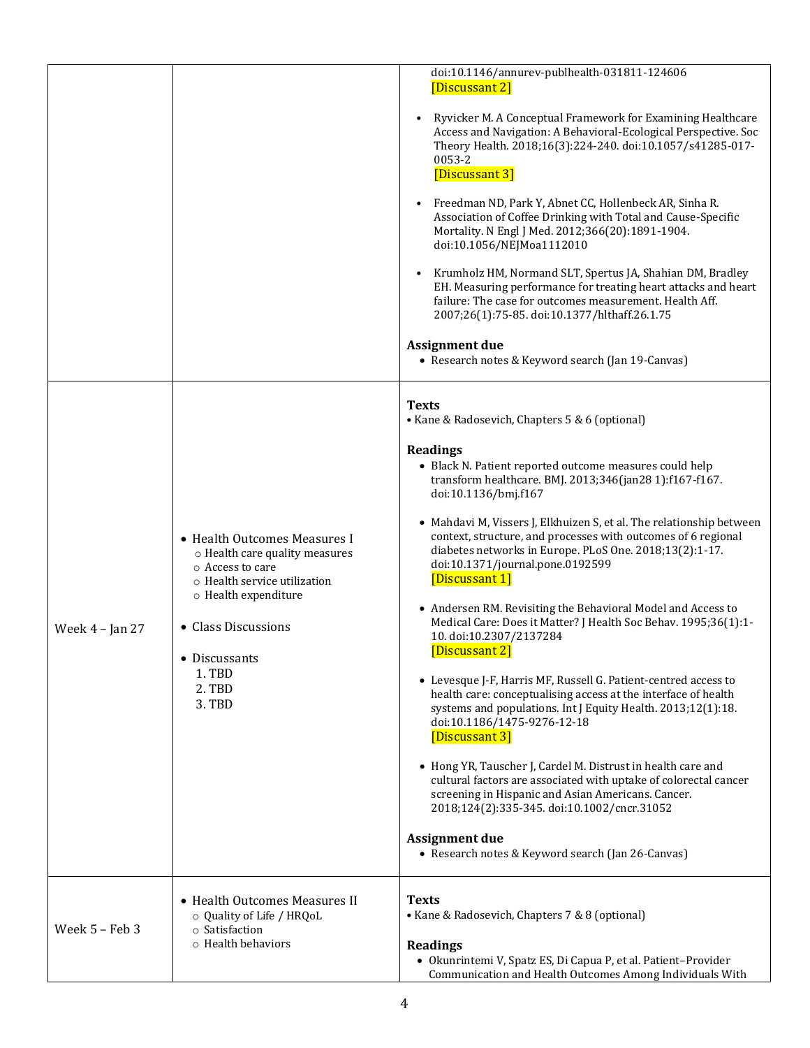| | | |
|---|---|---|
| | | doi:10.1146/annurev-publhealth-031811-124606 [Discussant 2]<br><br>• Ryvicker M. A Conceptual Framework for Examining Healthcare Access and Navigation: A Behavioral-Ecological Perspective. Soc Theory Health. 2018;16(3):224-240. doi:10.1057/s41285-017-0053-2 [Discussant 3]<br><br>• Freedman ND, Park Y, Abnet CC, Hollenbeck AR, Sinha R. Association of Coffee Drinking with Total and Cause-Specific Mortality. N Engl J Med. 2012;366(20):1891-1904. doi:10.1056/NEJMoa1112010<br><br>• Krumholz HM, Normand SLT, Spertus JA, Shahian DM, Bradley EH. Measuring performance for treating heart attacks and heart failure: The case for outcomes measurement. Health Aff. 2007;26(1):75-85. doi:10.1377/hlthaff.26.1.75<br><br>**Assignment due**<br>• Research notes & Keyword search (Jan 19-Canvas) |
| Week 4 – Jan 27 | • Health Outcomes Measures I<br>○ Health care quality measures<br>○ Access to care<br>○ Health service utilization<br>○ Health expenditure<br><br>• Class Discussions<br><br>• Discussants<br>1. TBD<br>2. TBD<br>3. TBD | **Texts**<br>• Kane & Radosevich, Chapters 5 & 6 (optional)<br><br>**Readings**<br>• Black N. Patient reported outcome measures could help transform healthcare. BMJ. 2013;346(jan28 1):f167-f167. doi:10.1136/bmj.f167<br><br>• Mahdavi M, Vissers J, Elkhuizen S, et al. The relationship between context, structure, and processes with outcomes of 6 regional diabetes networks in Europe. PLoS One. 2018;13(2):1-17. doi:10.1371/journal.pone.0192599 [Discussant 1]<br><br>• Andersen RM. Revisiting the Behavioral Model and Access to Medical Care: Does it Matter? J Health Soc Behav. 1995;36(1):1-10. doi:10.2307/2137284 [Discussant 2]<br><br>• Levesque J-F, Harris MF, Russell G. Patient-centred access to health care: conceptualising access at the interface of health systems and populations. Int J Equity Health. 2013;12(1):18. doi:10.1186/1475-9276-12-18 [Discussant 3]<br><br>• Hong YR, Tauscher J, Cardel M. Distrust in health care and cultural factors are associated with uptake of colorectal cancer screening in Hispanic and Asian Americans. Cancer. 2018;124(2):335-345. doi:10.1002/cncr.31052<br><br>**Assignment due**<br>• Research notes & Keyword search (Jan 26-Canvas) |
| Week 5 – Feb 3 | • Health Outcomes Measures II<br>○ Quality of Life / HRQoL<br>○ Satisfaction<br>○ Health behaviors | **Texts**<br>• Kane & Radosevich, Chapters 7 & 8 (optional)<br><br>**Readings**<br>• Okunrintemi V, Spatz ES, Di Capua P, et al. Patient–Provider Communication and Health Outcomes Among Individuals With |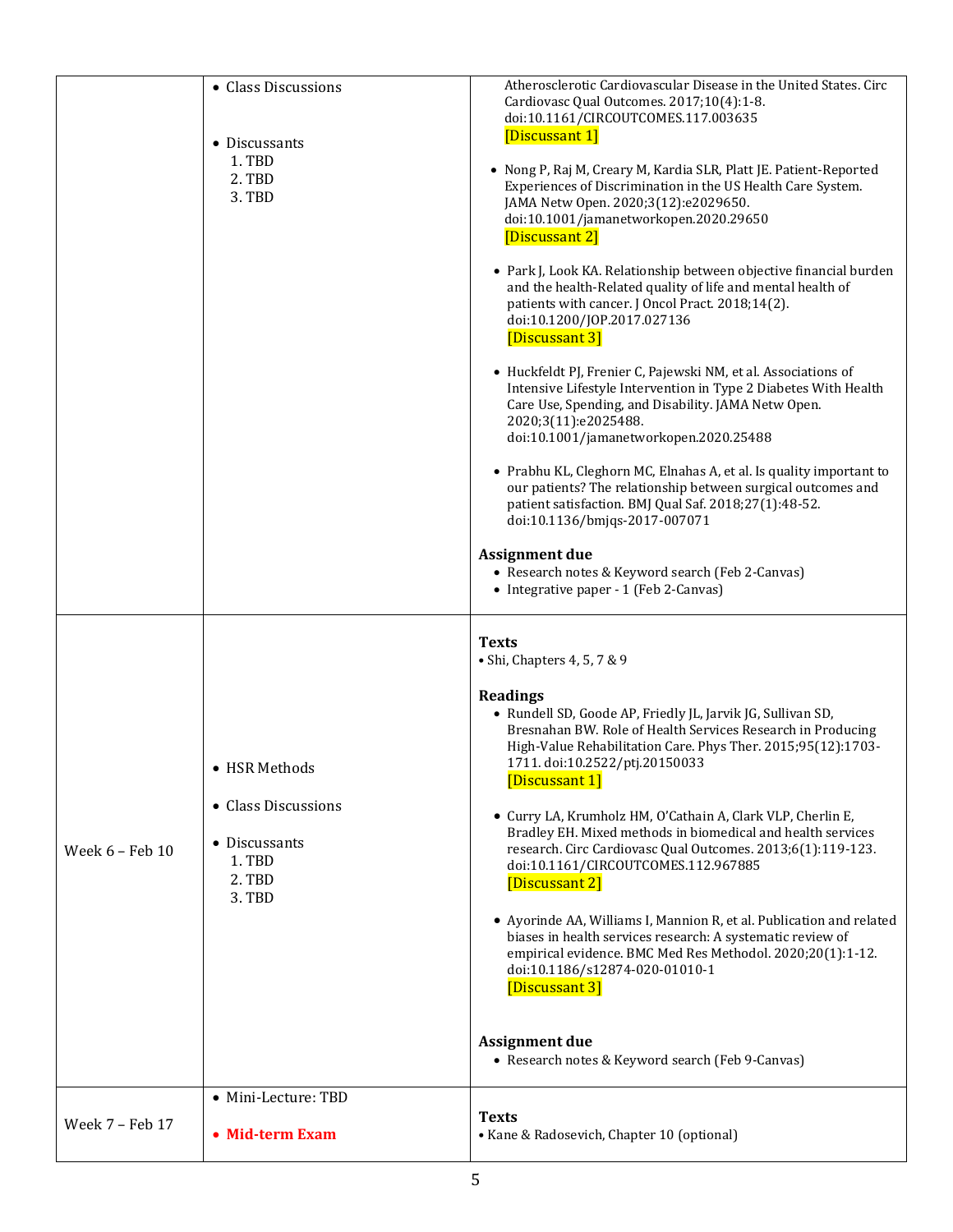| | | |
|---|---|---|
| | • Class Discussions<br><br>• Discussants<br>1. TBD<br>2. TBD<br>3. TBD | Atherosclerotic Cardiovascular Disease in the United States. Circ Cardiovasc Qual Outcomes. 2017;10(4):1-8. doi:10.1161/CIRCOUTCOMES.117.003635 [Discussant 1]<br><br>• Nong P, Raj M, Creary M, Kardia SLR, Platt JE. Patient-Reported Experiences of Discrimination in the US Health Care System. JAMA Netw Open. 2020;3(12):e2029650. doi:10.1001/jamanetworkopen.2020.29650 [Discussant 2]<br><br>• Park J, Look KA. Relationship between objective financial burden and the health-Related quality of life and mental health of patients with cancer. J Oncol Pract. 2018;14(2). doi:10.1200/JOP.2017.027136 [Discussant 3]<br><br>• Huckfeldt PJ, Frenier C, Pajewski NM, et al. Associations of Intensive Lifestyle Intervention in Type 2 Diabetes With Health Care Use, Spending, and Disability. JAMA Netw Open. 2020;3(11):e2025488. doi:10.1001/jamanetworkopen.2020.25488<br><br>• Prabhu KL, Cleghorn MC, Elnahas A, et al. Is quality important to our patients? The relationship between surgical outcomes and patient satisfaction. BMJ Qual Saf. 2018;27(1):48-52. doi:10.1136/bmjqs-2017-007071<br><br>**Assignment due**<br>• Research notes & Keyword search (Feb 2-Canvas)<br>• Integrative paper - 1 (Feb 2-Canvas) |
| Week 6 – Feb 10 | • HSR Methods<br><br>• Class Discussions<br><br>• Discussants<br>1. TBD<br>2. TBD<br>3. TBD | **Texts**<br>• Shi, Chapters 4, 5, 7 & 9<br><br>**Readings**<br>• Rundell SD, Goode AP, Friedly JL, Jarvik JG, Sullivan SD, Bresnahan BW. Role of Health Services Research in Producing High-Value Rehabilitation Care. Phys Ther. 2015;95(12):1703-1711. doi:10.2522/ptj.20150033 [Discussant 1]<br><br>• Curry LA, Krumholz HM, O'Cathain A, Clark VLP, Cherlin E, Bradley EH. Mixed methods in biomedical and health services research. Circ Cardiovasc Qual Outcomes. 2013;6(1):119-123. doi:10.1161/CIRCOUTCOMES.112.967885 [Discussant 2]<br><br>• Ayorinde AA, Williams I, Mannion R, et al. Publication and related biases in health services research: A systematic review of empirical evidence. BMC Med Res Methodol. 2020;20(1):1-12. doi:10.1186/s12874-020-01010-1 [Discussant 3]<br><br>**Assignment due**<br>• Research notes & Keyword search (Feb 9-Canvas) |
| Week 7 – Feb 17 | • Mini-Lecture: TBD<br><br>• **Mid-term Exam** | **Texts**<br>• Kane & Radosevich, Chapter 10 (optional) |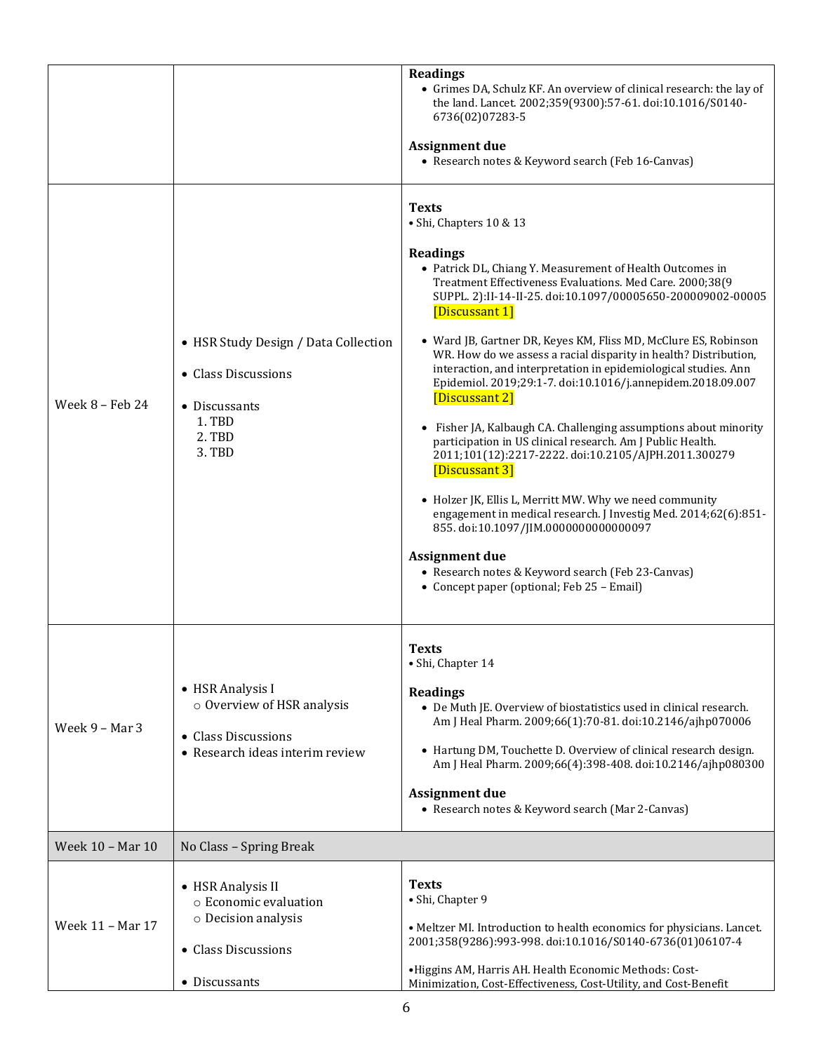| | | |
|---|---|---|
| | | **Readings**<br>• Grimes DA, Schulz KF. An overview of clinical research: the lay of the land. Lancet. 2002;359(9300):57-61. doi:10.1016/S0140-6736(02)07283-5<br><br>**Assignment due**<br>• Research notes & Keyword search (Feb 16-Canvas) |
| Week 8 – Feb 24 | • HSR Study Design / Data Collection<br><br>• Class Discussions<br><br>• Discussants<br>1. TBD<br>2. TBD<br>3. TBD | **Texts**<br>• Shi, Chapters 10 & 13<br><br>**Readings**<br>• Patrick DL, Chiang Y. Measurement of Health Outcomes in Treatment Effectiveness Evaluations. Med Care. 2000;38(9 SUPPL. 2):II-14-II-25. doi:10.1097/00005650-200009002-00005 [Discussant 1]<br><br>• Ward JB, Gartner DR, Keyes KM, Fliss MD, McClure ES, Robinson WR. How do we assess a racial disparity in health? Distribution, interaction, and interpretation in epidemiological studies. Ann Epidemiol. 2019;29:1-7. doi:10.1016/j.annepidem.2018.09.007 [Discussant 2]<br><br>• Fisher JA, Kalbaugh CA. Challenging assumptions about minority participation in US clinical research. Am J Public Health. 2011;101(12):2217-2222. doi:10.2105/AJPH.2011.300279 [Discussant 3]<br><br>• Holzer JK, Ellis L, Merritt MW. Why we need community engagement in medical research. J Investig Med. 2014;62(6):851-855. doi:10.1097/JIM.0000000000000097<br><br>**Assignment due**<br>• Research notes & Keyword search (Feb 23-Canvas)<br>• Concept paper (optional; Feb 25 – Email) |
| Week 9 – Mar 3 | • HSR Analysis I<br>○ Overview of HSR analysis<br><br>• Class Discussions<br>• Research ideas interim review | **Texts**<br>• Shi, Chapter 14<br><br>**Readings**<br>• De Muth JE. Overview of biostatistics used in clinical research. Am J Heal Pharm. 2009;66(1):70-81. doi:10.2146/ajhp070006<br><br>• Hartung DM, Touchette D. Overview of clinical research design. Am J Heal Pharm. 2009;66(4):398-408. doi:10.2146/ajhp080300<br><br>**Assignment due**<br>• Research notes & Keyword search (Mar 2-Canvas) |
| Week 10 – Mar 10 | No Class – Spring Break | |
| Week 11 – Mar 17 | • HSR Analysis II<br>○ Economic evaluation<br>○ Decision analysis<br><br>• Class Discussions<br><br>• Discussants | **Texts**<br>• Shi, Chapter 9<br><br>• Meltzer MI. Introduction to health economics for physicians. Lancet. 2001;358(9286):993-998. doi:10.1016/S0140-6736(01)06107-4<br><br>• Higgins AM, Harris AH. Health Economic Methods: Cost-Minimization, Cost-Effectiveness, Cost-Utility, and Cost-Benefit |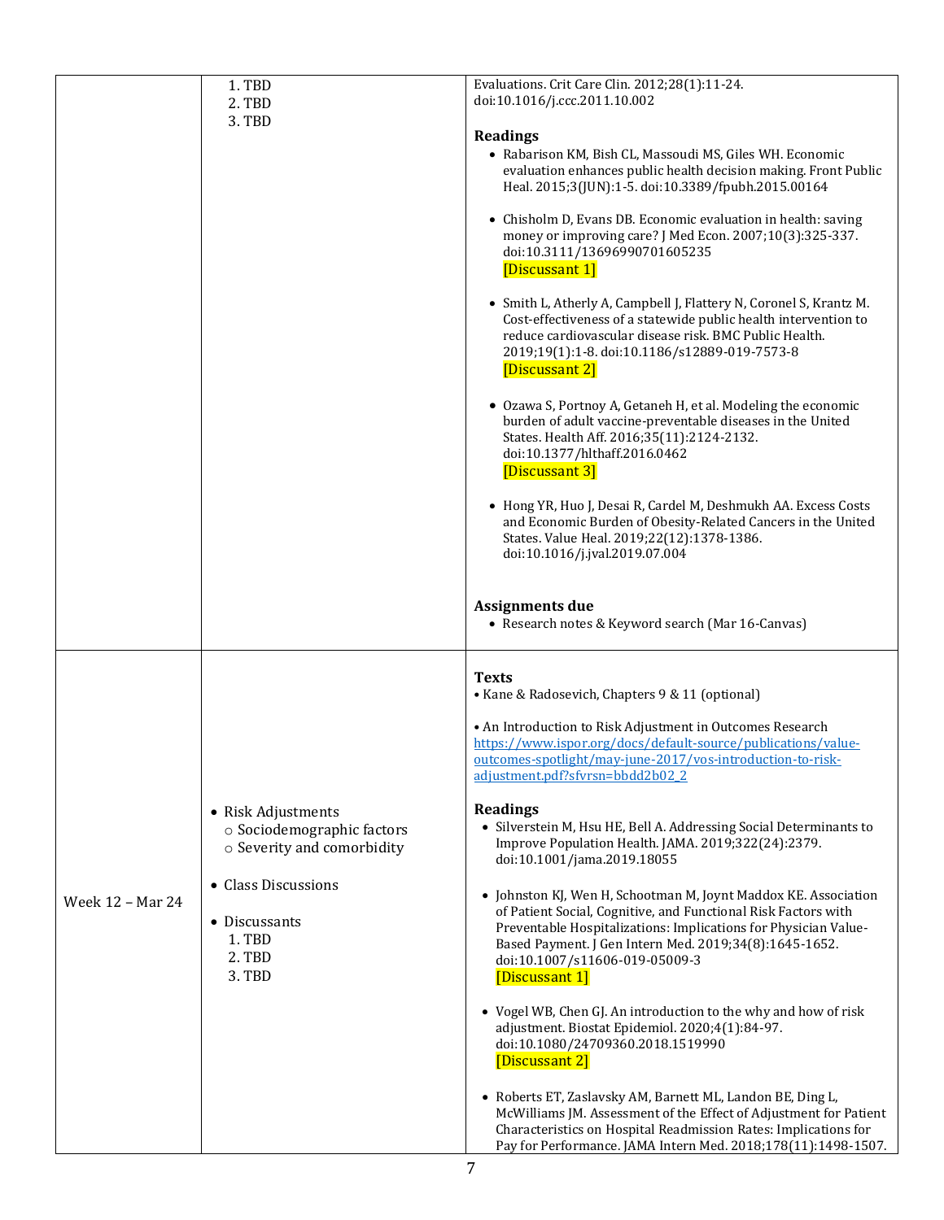| | | |
|---|---|---|
| | 1. TBD<br>2. TBD<br>3. TBD | Evaluations. Crit Care Clin. 2012;28(1):11-24. doi:10.1016/j.ccc.2011.10.002<br><br>**Readings**<br>• Rabarison KM, Bish CL, Massoudi MS, Giles WH. Economic evaluation enhances public health decision making. Front Public Heal. 2015;3(JUN):1-5. doi:10.3389/fpubh.2015.00164<br><br>• Chisholm D, Evans DB. Economic evaluation in health: saving money or improving care? J Med Econ. 2007;10(3):325-337. doi:10.3111/13696990701605235 [Discussant 1]<br><br>• Smith L, Atherly A, Campbell J, Flattery N, Coronel S, Krantz M. Cost-effectiveness of a statewide public health intervention to reduce cardiovascular disease risk. BMC Public Health. 2019;19(1):1-8. doi:10.1186/s12889-019-7573-8 [Discussant 2]<br><br>• Ozawa S, Portnoy A, Getaneh H, et al. Modeling the economic burden of adult vaccine-preventable diseases in the United States. Health Aff. 2016;35(11):2124-2132. doi:10.1377/hlthaff.2016.0462 [Discussant 3]<br><br>• Hong YR, Huo J, Desai R, Cardel M, Deshmukh AA. Excess Costs and Economic Burden of Obesity-Related Cancers in the United States. Value Heal. 2019;22(12):1378-1386. doi:10.1016/j.jval.2019.07.004<br><br>**Assignments due**<br>• Research notes & Keyword search (Mar 16-Canvas) |
| Week 12 – Mar 24 | • Risk Adjustments<br>○ Sociodemographic factors<br>○ Severity and comorbidity<br><br>• Class Discussions<br><br>• Discussants<br>1. TBD<br>2. TBD<br>3. TBD | **Texts**<br>• Kane & Radosevich, Chapters 9 & 11 (optional)<br><br>• An Introduction to Risk Adjustment in Outcomes Research https://www.ispor.org/docs/default-source/publications/value-outcomes-spotlight/may-june-2017/vos-introduction-to-risk-adjustment.pdf?sfvrsn=bbdd2b02_2<br><br>**Readings**<br>• Silverstein M, Hsu HE, Bell A. Addressing Social Determinants to Improve Population Health. JAMA. 2019;322(24):2379. doi:10.1001/jama.2019.18055<br><br>• Johnston KJ, Wen H, Schootman M, Joynt Maddox KE. Association of Patient Social, Cognitive, and Functional Risk Factors with Preventable Hospitalizations: Implications for Physician Value-Based Payment. J Gen Intern Med. 2019;34(8):1645-1652. doi:10.1007/s11606-019-05009-3 [Discussant 1]<br><br>• Vogel WB, Chen GJ. An introduction to the why and how of risk adjustment. Biostat Epidemiol. 2020;4(1):84-97. doi:10.1080/24709360.2018.1519990 [Discussant 2]<br><br>• Roberts ET, Zaslavsky AM, Barnett ML, Landon BE, Ding L, McWilliams JM. Assessment of the Effect of Adjustment for Patient Characteristics on Hospital Readmission Rates: Implications for Pay for Performance. JAMA Intern Med. 2018;178(11):1498-1507. |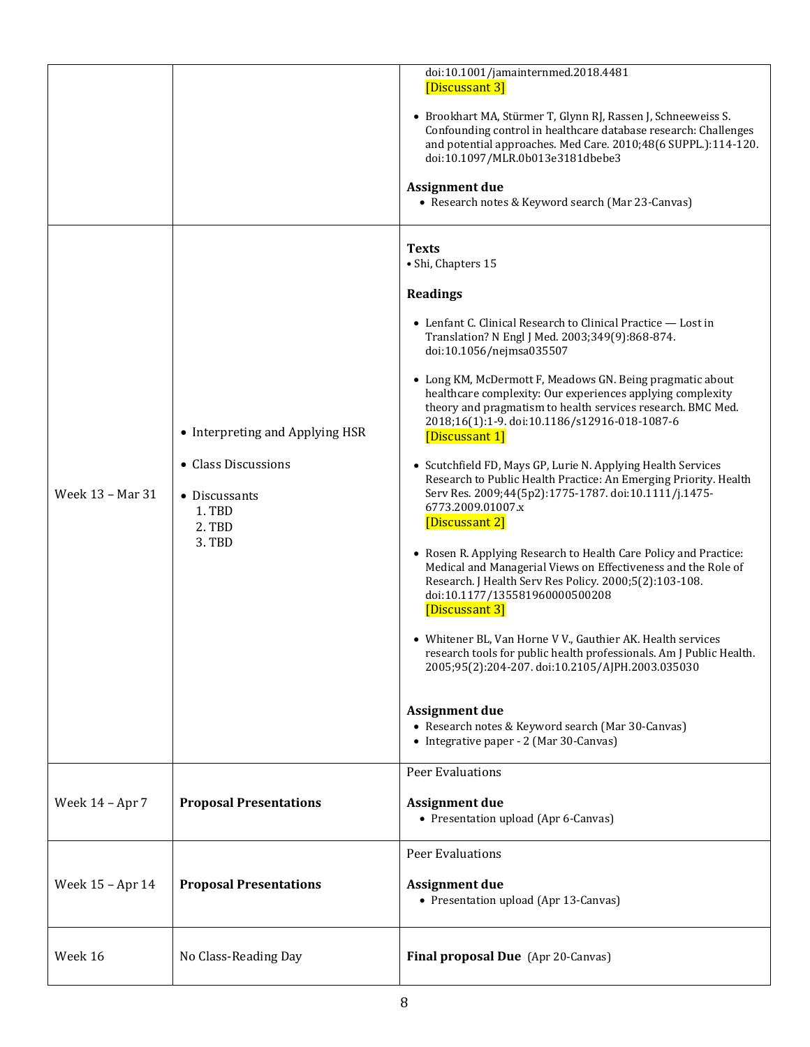| | | |
|---|---|---|
| | | doi:10.1001/jamainternmed.2018.4481 [Discussant 3]<br><br>• Brookhart MA, Stürmer T, Glynn RJ, Rassen J, Schneeweiss S. Confounding control in healthcare database research: Challenges and potential approaches. Med Care. 2010;48(6 SUPPL.):114-120. doi:10.1097/MLR.0b013e3181dbebe3<br><br>**Assignment due**<br>• Research notes & Keyword search (Mar 23-Canvas) |
| Week 13 – Mar 31 | • Interpreting and Applying HSR<br><br>• Class Discussions<br><br>• Discussants<br>1. TBD<br>2. TBD<br>3. TBD | **Texts**<br>• Shi, Chapters 15<br><br>**Readings**<br><br>• Lenfant C. Clinical Research to Clinical Practice — Lost in Translation? N Engl J Med. 2003;349(9):868-874. doi:10.1056/nejmsa035507<br><br>• Long KM, McDermott F, Meadows GN. Being pragmatic about healthcare complexity: Our experiences applying complexity theory and pragmatism to health services research. BMC Med. 2018;16(1):1-9. doi:10.1186/s12916-018-1087-6 [Discussant 1]<br><br>• Scutchfield FD, Mays GP, Lurie N. Applying Health Services Research to Public Health Practice: An Emerging Priority. Health Serv Res. 2009;44(5p2):1775-1787. doi:10.1111/j.1475-6773.2009.01007.x [Discussant 2]<br><br>• Rosen R. Applying Research to Health Care Policy and Practice: Medical and Managerial Views on Effectiveness and the Role of Research. J Health Serv Res Policy. 2000;5(2):103-108. doi:10.1177/135581960000500208 [Discussant 3]<br><br>• Whitener BL, Van Horne V V., Gauthier AK. Health services research tools for public health professionals. Am J Public Health. 2005;95(2):204-207. doi:10.2105/AJPH.2003.035030<br><br>**Assignment due**<br>• Research notes & Keyword search (Mar 30-Canvas)<br>• Integrative paper - 2 (Mar 30-Canvas) |
| Week 14 – Apr 7 | **Proposal Presentations** | Peer Evaluations<br><br>**Assignment due**<br>• Presentation upload (Apr 6-Canvas) |
| Week 15 – Apr 14 | **Proposal Presentations** | Peer Evaluations<br><br>**Assignment due**<br>• Presentation upload (Apr 13-Canvas) |
| Week 16 | No Class-Reading Day | **Final proposal Due** (Apr 20-Canvas) |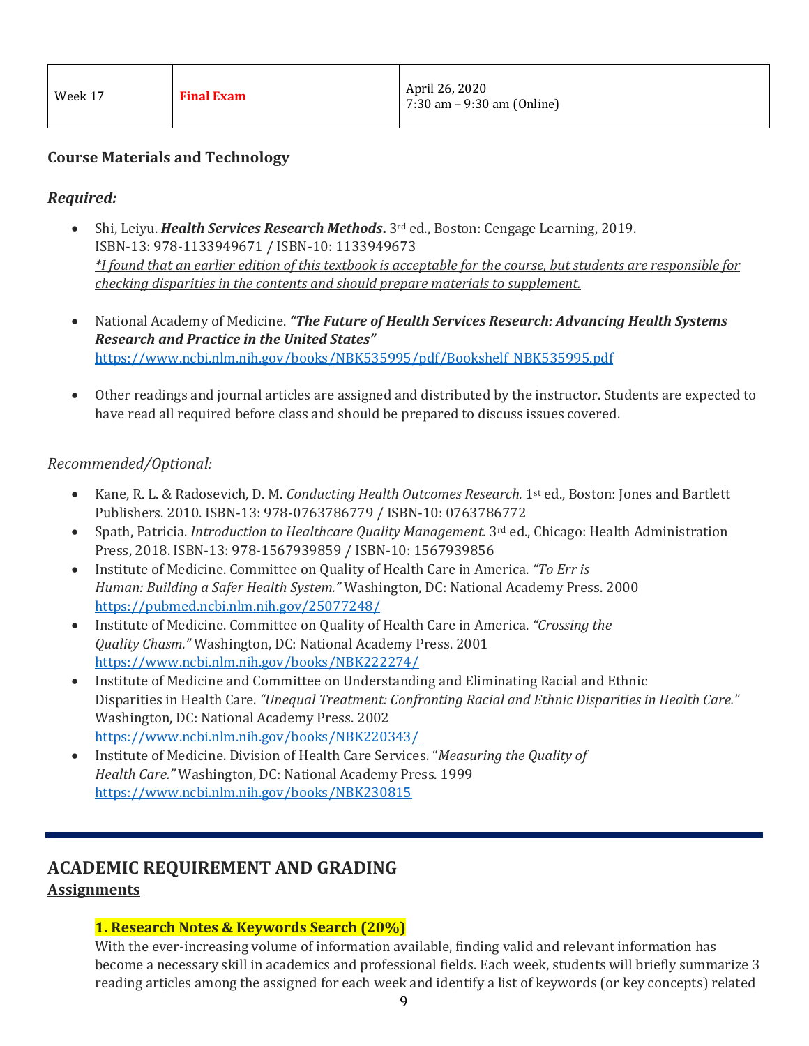| Week 17 | **Final Exam** | April 26, 2020<br>7:30 am – 9:30 am (Online) |
|---|---|---|

### Course Materials and Technology

#### *Required:*

- Shi, Leiyu. ***Health Services Research Methods.*** 3rd ed., Boston: Cengage Learning, 2019. ISBN-13: 978-1133949671 / ISBN-10: 1133949673
  *\*I found that an earlier edition of this textbook is acceptable for the course, but students are responsible for checking disparities in the contents and should prepare materials to supplement.*

- National Academy of Medicine. ***"The Future of Health Services Research: Advancing Health Systems Research and Practice in the United States"***
  https://www.ncbi.nlm.nih.gov/books/NBK535995/pdf/Bookshelf_NBK535995.pdf

- Other readings and journal articles are assigned and distributed by the instructor. Students are expected to have read all required before class and should be prepared to discuss issues covered.

*Recommended/Optional:*

- Kane, R. L. & Radosevich, D. M. *Conducting Health Outcomes Research.* 1st ed., Boston: Jones and Bartlett Publishers. 2010. ISBN-13: 978-0763786779 / ISBN-10: 0763786772
- Spath, Patricia. *Introduction to Healthcare Quality Management.* 3rd ed., Chicago: Health Administration Press, 2018. ISBN-13: 978-1567939859 / ISBN-10: 1567939856
- Institute of Medicine. Committee on Quality of Health Care in America. *"To Err is Human: Building a Safer Health System."* Washington, DC: National Academy Press. 2000 https://pubmed.ncbi.nlm.nih.gov/25077248/
- Institute of Medicine. Committee on Quality of Health Care in America. *"Crossing the Quality Chasm."* Washington, DC: National Academy Press. 2001 https://www.ncbi.nlm.nih.gov/books/NBK222274/
- Institute of Medicine and Committee on Understanding and Eliminating Racial and Ethnic Disparities in Health Care. *"Unequal Treatment: Confronting Racial and Ethnic Disparities in Health Care."* Washington, DC: National Academy Press. 2002 https://www.ncbi.nlm.nih.gov/books/NBK220343/
- Institute of Medicine. Division of Health Care Services. "*Measuring the Quality of Health Care."* Washington, DC: National Academy Press. 1999 https://www.ncbi.nlm.nih.gov/books/NBK230815

## ACADEMIC REQUIREMENT AND GRADING

### Assignments

#### 1. Research Notes & Keywords Search (20%)

With the ever-increasing volume of information available, finding valid and relevant information has become a necessary skill in academics and professional fields. Each week, students will briefly summarize 3 reading articles among the assigned for each week and identify a list of keywords (or key concepts) related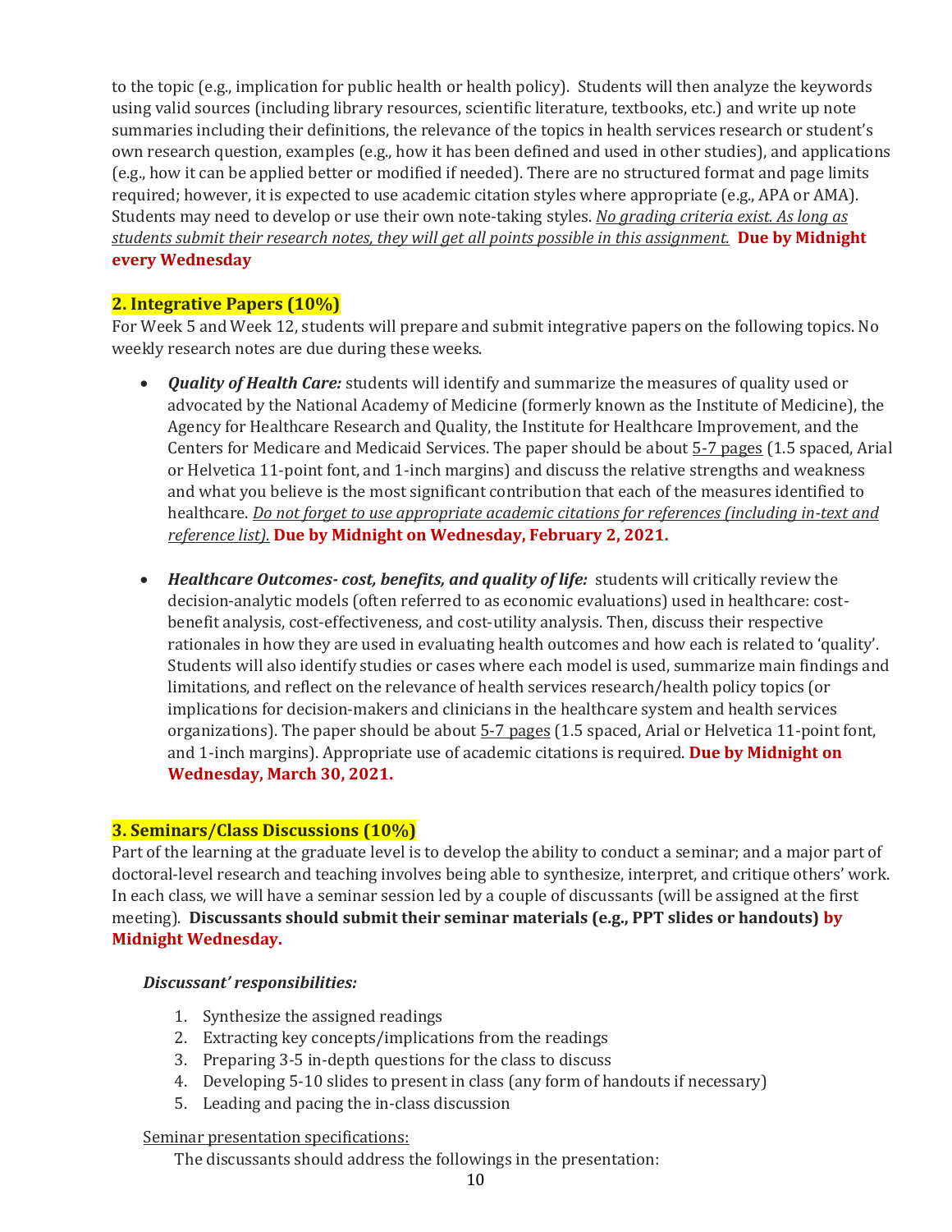to the topic (e.g., implication for public health or health policy). Students will then analyze the keywords using valid sources (including library resources, scientific literature, textbooks, etc.) and write up note summaries including their definitions, the relevance of the topics in health services research or student's own research question, examples (e.g., how it has been defined and used in other studies), and applications (e.g., how it can be applied better or modified if needed). There are no structured format and page limits required; however, it is expected to use academic citation styles where appropriate (e.g., APA or AMA). Students may need to develop or use their own note-taking styles. *No grading criteria exist. As long as students submit their research notes, they will get all points possible in this assignment.* **Due by Midnight every Wednesday**

## 2. Integrative Papers (10%)

For Week 5 and Week 12, students will prepare and submit integrative papers on the following topics. No weekly research notes are due during these weeks.

- ***Quality of Health Care:*** students will identify and summarize the measures of quality used or advocated by the National Academy of Medicine (formerly known as the Institute of Medicine), the Agency for Healthcare Research and Quality, the Institute for Healthcare Improvement, and the Centers for Medicare and Medicaid Services. The paper should be about 5-7 pages (1.5 spaced, Arial or Helvetica 11-point font, and 1-inch margins) and discuss the relative strengths and weakness and what you believe is the most significant contribution that each of the measures identified to healthcare. *Do not forget to use appropriate academic citations for references (including in-text and reference list).* **Due by Midnight on Wednesday, February 2, 2021.**

- ***Healthcare Outcomes- cost, benefits, and quality of life:*** students will critically review the decision-analytic models (often referred to as economic evaluations) used in healthcare: cost-benefit analysis, cost-effectiveness, and cost-utility analysis. Then, discuss their respective rationales in how they are used in evaluating health outcomes and how each is related to 'quality'. Students will also identify studies or cases where each model is used, summarize main findings and limitations, and reflect on the relevance of health services research/health policy topics (or implications for decision-makers and clinicians in the healthcare system and health services organizations). The paper should be about 5-7 pages (1.5 spaced, Arial or Helvetica 11-point font, and 1-inch margins). Appropriate use of academic citations is required. **Due by Midnight on Wednesday, March 30, 2021.**

## 3. Seminars/Class Discussions (10%)

Part of the learning at the graduate level is to develop the ability to conduct a seminar; and a major part of doctoral-level research and teaching involves being able to synthesize, interpret, and critique others' work. In each class, we will have a seminar session led by a couple of discussants (will be assigned at the first meeting). **Discussants should submit their seminar materials (e.g., PPT slides or handouts) by Midnight Wednesday.**

***Discussant' responsibilities:***

1. Synthesize the assigned readings
2. Extracting key concepts/implications from the readings
3. Preparing 3-5 in-depth questions for the class to discuss
4. Developing 5-10 slides to present in class (any form of handouts if necessary)
5. Leading and pacing the in-class discussion

Seminar presentation specifications:

The discussants should address the followings in the presentation: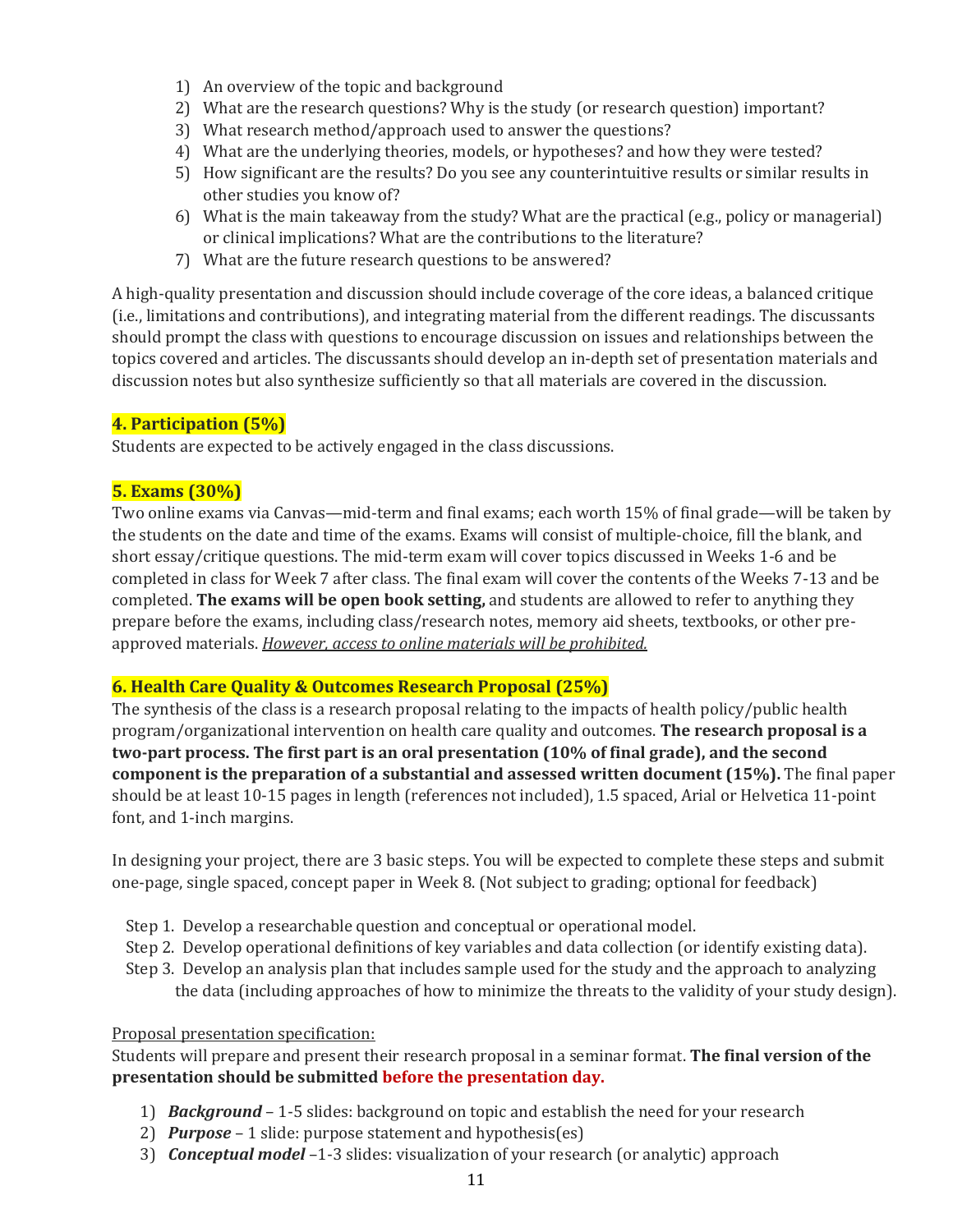1) An overview of the topic and background
2) What are the research questions? Why is the study (or research question) important?
3) What research method/approach used to answer the questions?
4) What are the underlying theories, models, or hypotheses? and how they were tested?
5) How significant are the results? Do you see any counterintuitive results or similar results in other studies you know of?
6) What is the main takeaway from the study? What are the practical (e.g., policy or managerial) or clinical implications? What are the contributions to the literature?
7) What are the future research questions to be answered?

A high-quality presentation and discussion should include coverage of the core ideas, a balanced critique (i.e., limitations and contributions), and integrating material from the different readings. The discussants should prompt the class with questions to encourage discussion on issues and relationships between the topics covered and articles. The discussants should develop an in-depth set of presentation materials and discussion notes but also synthesize sufficiently so that all materials are covered in the discussion.

### 4. Participation (5%)

Students are expected to be actively engaged in the class discussions.

### 5. Exams (30%)

Two online exams via Canvas—mid-term and final exams; each worth 15% of final grade—will be taken by the students on the date and time of the exams. Exams will consist of multiple-choice, fill the blank, and short essay/critique questions. The mid-term exam will cover topics discussed in Weeks 1-6 and be completed in class for Week 7 after class. The final exam will cover the contents of the Weeks 7-13 and be completed. **The exams will be open book setting,** and students are allowed to refer to anything they prepare before the exams, including class/research notes, memory aid sheets, textbooks, or other pre-approved materials. *However, access to online materials will be prohibited.*

### 6. Health Care Quality & Outcomes Research Proposal (25%)

The synthesis of the class is a research proposal relating to the impacts of health policy/public health program/organizational intervention on health care quality and outcomes. **The research proposal is a two-part process. The first part is an oral presentation (10% of final grade), and the second component is the preparation of a substantial and assessed written document (15%).** The final paper should be at least 10-15 pages in length (references not included), 1.5 spaced, Arial or Helvetica 11-point font, and 1-inch margins.

In designing your project, there are 3 basic steps. You will be expected to complete these steps and submit one-page, single spaced, concept paper in Week 8. (Not subject to grading; optional for feedback)

Step 1. Develop a researchable question and conceptual or operational model.
Step 2. Develop operational definitions of key variables and data collection (or identify existing data).
Step 3. Develop an analysis plan that includes sample used for the study and the approach to analyzing the data (including approaches of how to minimize the threats to the validity of your study design).

Proposal presentation specification:
Students will prepare and present their research proposal in a seminar format. **The final version of the presentation should be submitted before the presentation day.**

1) ***Background*** – 1-5 slides: background on topic and establish the need for your research
2) ***Purpose*** – 1 slide: purpose statement and hypothesis(es)
3) ***Conceptual model*** –1-3 slides: visualization of your research (or analytic) approach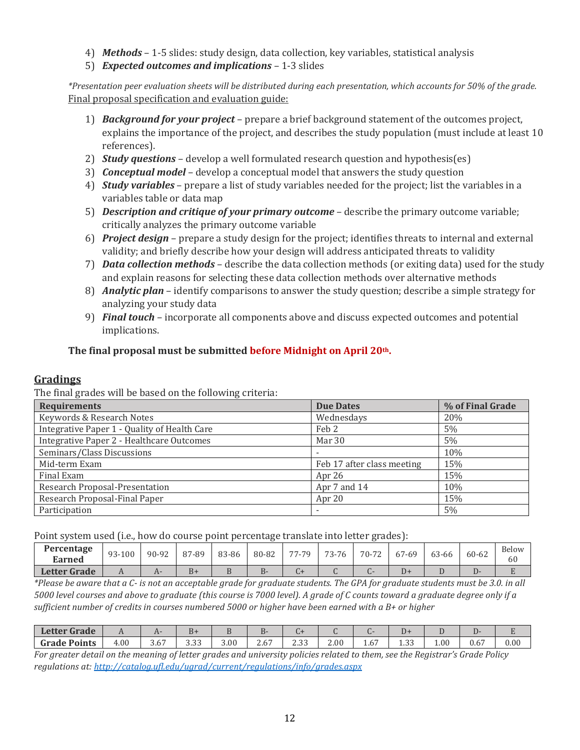4) ***Methods*** – 1-5 slides: study design, data collection, key variables, statistical analysis
5) ***Expected outcomes and implications*** – 1-3 slides

*\*Presentation peer evaluation sheets will be distributed during each presentation, which accounts for 50% of the grade.*

Final proposal specification and evaluation guide:

1) ***Background for your project*** – prepare a brief background statement of the outcomes project, explains the importance of the project, and describes the study population (must include at least 10 references).
2) ***Study questions*** – develop a well formulated research question and hypothesis(es)
3) ***Conceptual model*** – develop a conceptual model that answers the study question
4) ***Study variables*** – prepare a list of study variables needed for the project; list the variables in a variables table or data map
5) ***Description and critique of your primary outcome*** – describe the primary outcome variable; critically analyzes the primary outcome variable
6) ***Project design*** – prepare a study design for the project; identifies threats to internal and external validity; and briefly describe how your design will address anticipated threats to validity
7) ***Data collection methods*** – describe the data collection methods (or exiting data) used for the study and explain reasons for selecting these data collection methods over alternative methods
8) ***Analytic plan*** – identify comparisons to answer the study question; describe a simple strategy for analyzing your study data
9) ***Final touch*** – incorporate all components above and discuss expected outcomes and potential implications.

**The final proposal must be submitted before Midnight on April 20th.**

## Gradings

The final grades will be based on the following criteria:

| Requirements | Due Dates | % of Final Grade |
|---|---|---|
| Keywords & Research Notes | Wednesdays | 20% |
| Integrative Paper 1 - Quality of Health Care | Feb 2 | 5% |
| Integrative Paper 2 - Healthcare Outcomes | Mar 30 | 5% |
| Seminars/Class Discussions | - | 10% |
| Mid-term Exam | Feb 17 after class meeting | 15% |
| Final Exam | Apr 26 | 15% |
| Research Proposal-Presentation | Apr 7 and 14 | 10% |
| Research Proposal-Final Paper | Apr 20 | 15% |
| Participation | - | 5% |

Point system used (i.e., how do course point percentage translate into letter grades):

| Percentage Earned | 93-100 | 90-92 | 87-89 | 83-86 | 80-82 | 77-79 | 73-76 | 70-72 | 67-69 | 63-66 | 60-62 | Below 60 |
|---|---|---|---|---|---|---|---|---|---|---|---|---|
| **Letter Grade** | A | A- | B+ | B | B- | C+ | C | C- | D+ | D | D- | E |

*\*Please be aware that a C- is not an acceptable grade for graduate students. The GPA for graduate students must be 3.0. in all 5000 level courses and above to graduate (this course is 7000 level). A grade of C counts toward a graduate degree only if a sufficient number of credits in courses numbered 5000 or higher have been earned with a B+ or higher*

| Letter Grade | A | A- | B+ | B | B- | C+ | C | C- | D+ | D | D- | E |
|---|---|---|---|---|---|---|---|---|---|---|---|---|
| **Grade Points** | 4.00 | 3.67 | 3.33 | 3.00 | 2.67 | 2.33 | 2.00 | 1.67 | 1.33 | 1.00 | 0.67 | 0.00 |

*For greater detail on the meaning of letter grades and university policies related to them, see the Registrar's Grade Policy regulations at: http://catalog.ufl.edu/ugrad/current/regulations/info/grades.aspx*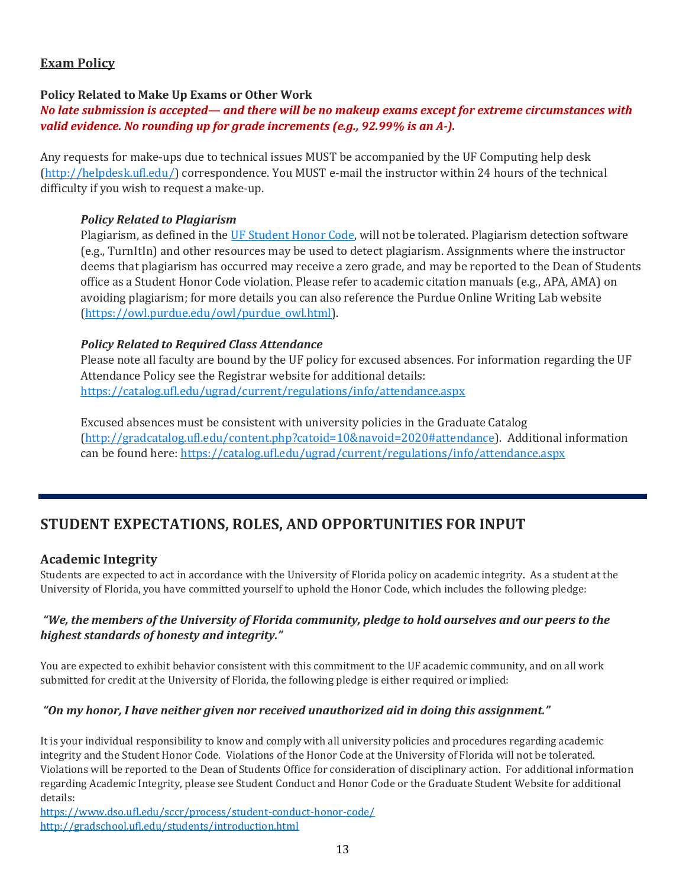## Exam Policy

**Policy Related to Make Up Exams or Other Work**

***No late submission is accepted— and there will be no makeup exams except for extreme circumstances with valid evidence. No rounding up for grade increments (e.g., 92.99% is an A-).***

Any requests for make-ups due to technical issues MUST be accompanied by the UF Computing help desk (http://helpdesk.ufl.edu/) correspondence. You MUST e-mail the instructor within 24 hours of the technical difficulty if you wish to request a make-up.

***Policy Related to Plagiarism***

Plagiarism, as defined in the UF Student Honor Code, will not be tolerated. Plagiarism detection software (e.g., TurnItIn) and other resources may be used to detect plagiarism. Assignments where the instructor deems that plagiarism has occurred may receive a zero grade, and may be reported to the Dean of Students office as a Student Honor Code violation. Please refer to academic citation manuals (e.g., APA, AMA) on avoiding plagiarism; for more details you can also reference the Purdue Online Writing Lab website (https://owl.purdue.edu/owl/purdue_owl.html).

***Policy Related to Required Class Attendance***

Please note all faculty are bound by the UF policy for excused absences. For information regarding the UF Attendance Policy see the Registrar website for additional details: https://catalog.ufl.edu/ugrad/current/regulations/info/attendance.aspx

Excused absences must be consistent with university policies in the Graduate Catalog (http://gradcatalog.ufl.edu/content.php?catoid=10&navoid=2020#attendance). Additional information can be found here: https://catalog.ufl.edu/ugrad/current/regulations/info/attendance.aspx

# STUDENT EXPECTATIONS, ROLES, AND OPPORTUNITIES FOR INPUT

## Academic Integrity

Students are expected to act in accordance with the University of Florida policy on academic integrity. As a student at the University of Florida, you have committed yourself to uphold the Honor Code, which includes the following pledge:

***"We, the members of the University of Florida community, pledge to hold ourselves and our peers to the highest standards of honesty and integrity."***

You are expected to exhibit behavior consistent with this commitment to the UF academic community, and on all work submitted for credit at the University of Florida, the following pledge is either required or implied:

***"On my honor, I have neither given nor received unauthorized aid in doing this assignment."***

It is your individual responsibility to know and comply with all university policies and procedures regarding academic integrity and the Student Honor Code. Violations of the Honor Code at the University of Florida will not be tolerated. Violations will be reported to the Dean of Students Office for consideration of disciplinary action. For additional information regarding Academic Integrity, please see Student Conduct and Honor Code or the Graduate Student Website for additional details:

https://www.dso.ufl.edu/sccr/process/student-conduct-honor-code/
http://gradschool.ufl.edu/students/introduction.html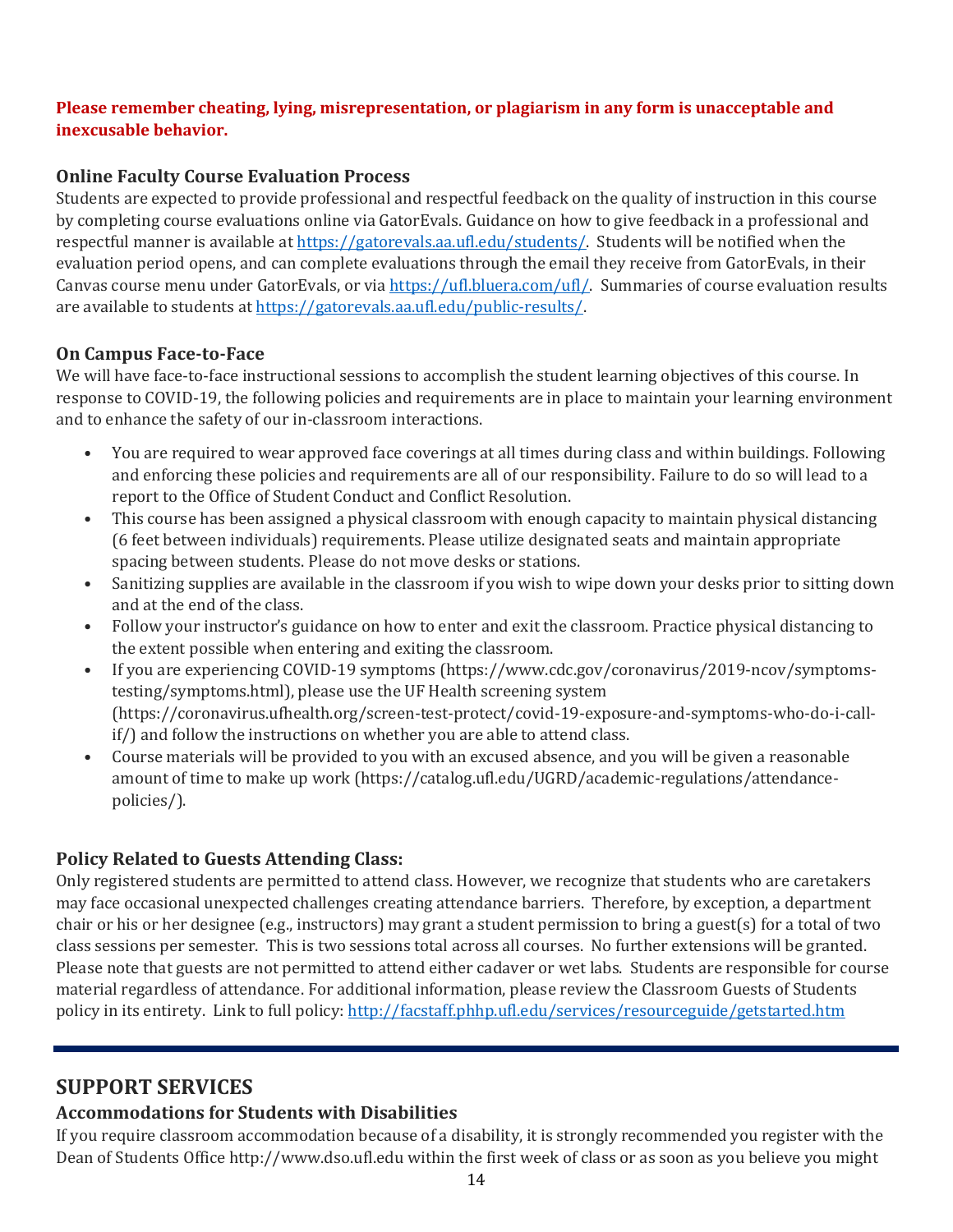**Please remember cheating, lying, misrepresentation, or plagiarism in any form is unacceptable and inexcusable behavior.**

### Online Faculty Course Evaluation Process

Students are expected to provide professional and respectful feedback on the quality of instruction in this course by completing course evaluations online via GatorEvals. Guidance on how to give feedback in a professional and respectful manner is available at [https://gatorevals.aa.ufl.edu/students/](https://gatorevals.aa.ufl.edu/students/). Students will be notified when the evaluation period opens, and can complete evaluations through the email they receive from GatorEvals, in their Canvas course menu under GatorEvals, or via [https://ufl.bluera.com/ufl/](https://ufl.bluera.com/ufl/). Summaries of course evaluation results are available to students at [https://gatorevals.aa.ufl.edu/public-results/](https://gatorevals.aa.ufl.edu/public-results/).

### On Campus Face-to-Face

We will have face-to-face instructional sessions to accomplish the student learning objectives of this course. In response to COVID-19, the following policies and requirements are in place to maintain your learning environment and to enhance the safety of our in-classroom interactions.

- You are required to wear approved face coverings at all times during class and within buildings. Following and enforcing these policies and requirements are all of our responsibility. Failure to do so will lead to a report to the Office of Student Conduct and Conflict Resolution.
- This course has been assigned a physical classroom with enough capacity to maintain physical distancing (6 feet between individuals) requirements. Please utilize designated seats and maintain appropriate spacing between students. Please do not move desks or stations.
- Sanitizing supplies are available in the classroom if you wish to wipe down your desks prior to sitting down and at the end of the class.
- Follow your instructor's guidance on how to enter and exit the classroom. Practice physical distancing to the extent possible when entering and exiting the classroom.
- If you are experiencing COVID-19 symptoms (https://www.cdc.gov/coronavirus/2019-ncov/symptoms-testing/symptoms.html), please use the UF Health screening system (https://coronavirus.ufhealth.org/screen-test-protect/covid-19-exposure-and-symptoms-who-do-i-call-if/) and follow the instructions on whether you are able to attend class.
- Course materials will be provided to you with an excused absence, and you will be given a reasonable amount of time to make up work (https://catalog.ufl.edu/UGRD/academic-regulations/attendance-policies/).

### Policy Related to Guests Attending Class:

Only registered students are permitted to attend class. However, we recognize that students who are caretakers may face occasional unexpected challenges creating attendance barriers. Therefore, by exception, a department chair or his or her designee (e.g., instructors) may grant a student permission to bring a guest(s) for a total of two class sessions per semester. This is two sessions total across all courses. No further extensions will be granted. Please note that guests are not permitted to attend either cadaver or wet labs. Students are responsible for course material regardless of attendance. For additional information, please review the Classroom Guests of Students policy in its entirety. Link to full policy: [http://facstaff.phhp.ufl.edu/services/resourceguide/getstarted.htm](http://facstaff.phhp.ufl.edu/services/resourceguide/getstarted.htm)

---

## SUPPORT SERVICES

### Accommodations for Students with Disabilities

If you require classroom accommodation because of a disability, it is strongly recommended you register with the Dean of Students Office http://www.dso.ufl.edu within the first week of class or as soon as you believe you might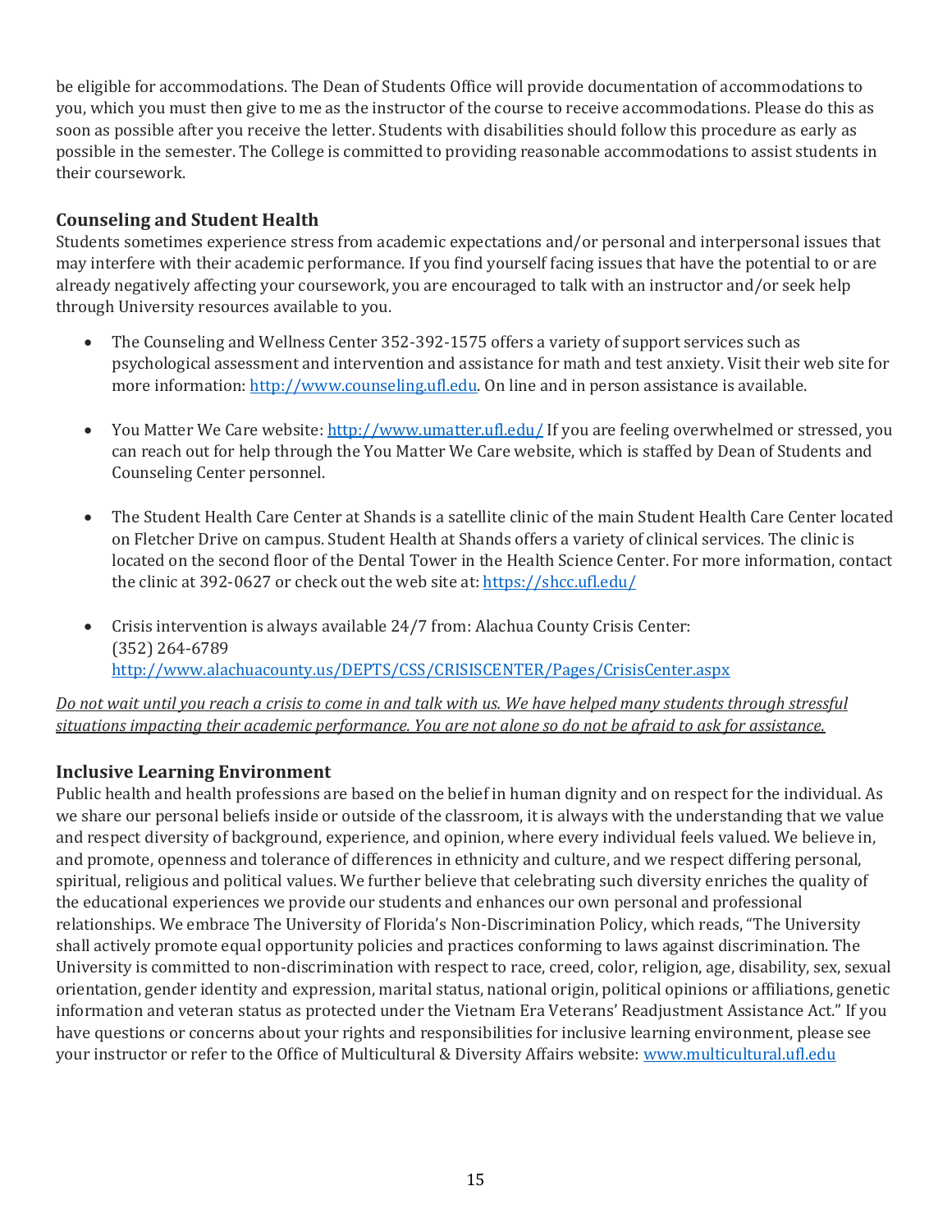be eligible for accommodations. The Dean of Students Office will provide documentation of accommodations to you, which you must then give to me as the instructor of the course to receive accommodations. Please do this as soon as possible after you receive the letter. Students with disabilities should follow this procedure as early as possible in the semester. The College is committed to providing reasonable accommodations to assist students in their coursework.

### Counseling and Student Health

Students sometimes experience stress from academic expectations and/or personal and interpersonal issues that may interfere with their academic performance. If you find yourself facing issues that have the potential to or are already negatively affecting your coursework, you are encouraged to talk with an instructor and/or seek help through University resources available to you.

- The Counseling and Wellness Center 352-392-1575 offers a variety of support services such as psychological assessment and intervention and assistance for math and test anxiety. Visit their web site for more information: [http://www.counseling.ufl.edu](http://www.counseling.ufl.edu). On line and in person assistance is available.

- You Matter We Care website: [http://www.umatter.ufl.edu/](http://www.umatter.ufl.edu/) If you are feeling overwhelmed or stressed, you can reach out for help through the You Matter We Care website, which is staffed by Dean of Students and Counseling Center personnel.

- The Student Health Care Center at Shands is a satellite clinic of the main Student Health Care Center located on Fletcher Drive on campus. Student Health at Shands offers a variety of clinical services. The clinic is located on the second floor of the Dental Tower in the Health Science Center. For more information, contact the clinic at 392-0627 or check out the web site at: [https://shcc.ufl.edu/](https://shcc.ufl.edu/)

- Crisis intervention is always available 24/7 from: Alachua County Crisis Center:
  (352) 264-6789
  [http://www.alachuacounty.us/DEPTS/CSS/CRISISCENTER/Pages/CrisisCenter.aspx](http://www.alachuacounty.us/DEPTS/CSS/CRISISCENTER/Pages/CrisisCenter.aspx)

*Do not wait until you reach a crisis to come in and talk with us. We have helped many students through stressful situations impacting their academic performance. You are not alone so do not be afraid to ask for assistance.*

### Inclusive Learning Environment

Public health and health professions are based on the belief in human dignity and on respect for the individual. As we share our personal beliefs inside or outside of the classroom, it is always with the understanding that we value and respect diversity of background, experience, and opinion, where every individual feels valued. We believe in, and promote, openness and tolerance of differences in ethnicity and culture, and we respect differing personal, spiritual, religious and political values. We further believe that celebrating such diversity enriches the quality of the educational experiences we provide our students and enhances our own personal and professional relationships. We embrace The University of Florida's Non-Discrimination Policy, which reads, "The University shall actively promote equal opportunity policies and practices conforming to laws against discrimination. The University is committed to non-discrimination with respect to race, creed, color, religion, age, disability, sex, sexual orientation, gender identity and expression, marital status, national origin, political opinions or affiliations, genetic information and veteran status as protected under the Vietnam Era Veterans' Readjustment Assistance Act." If you have questions or concerns about your rights and responsibilities for inclusive learning environment, please see your instructor or refer to the Office of Multicultural & Diversity Affairs website: [www.multicultural.ufl.edu](http://www.multicultural.ufl.edu)